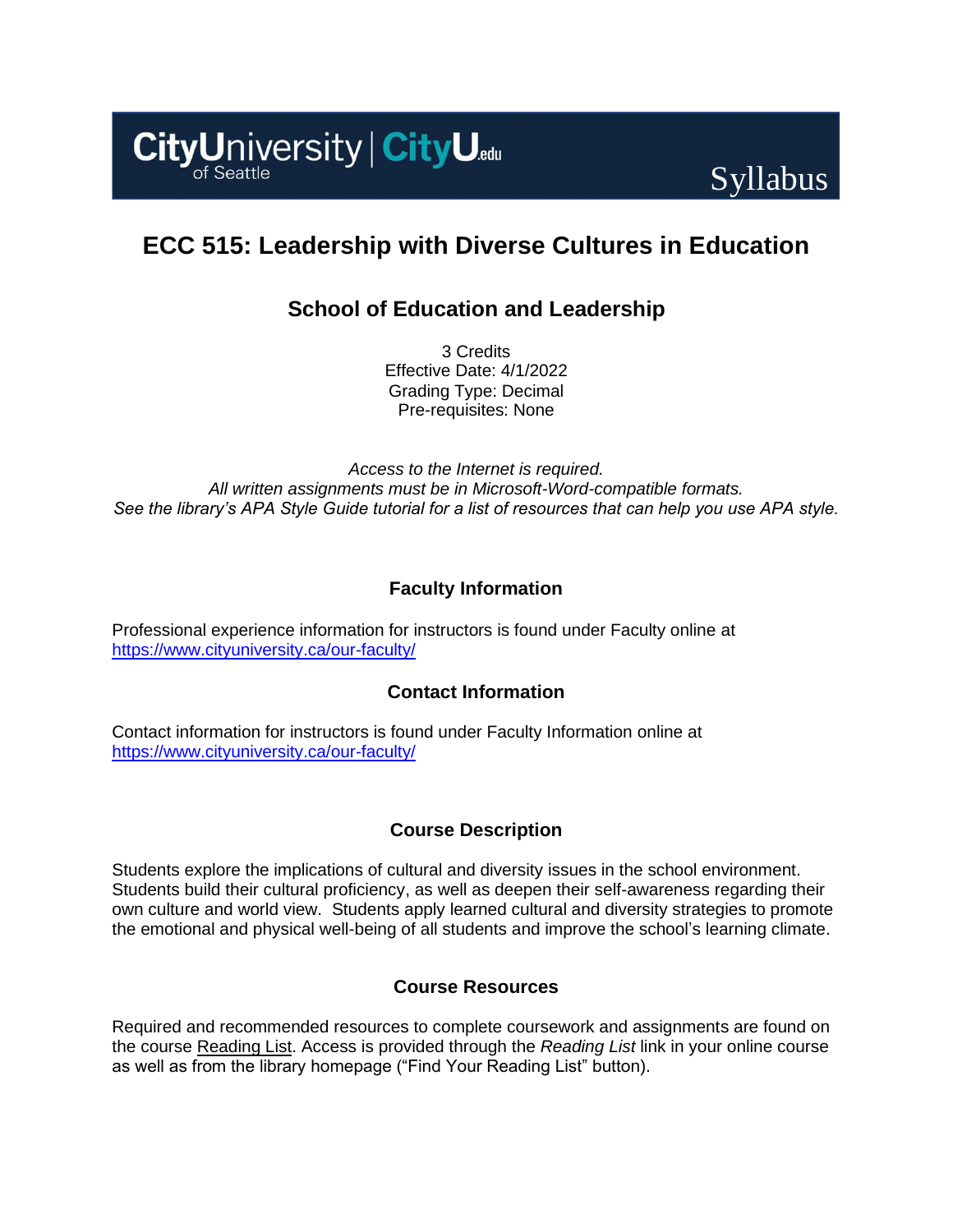CityUniversity of Seattle | CityU.edu

Syllabus

# ECC 515: Leadership with Diverse Cultures in Education

## School of Education and Leadership

3 Credits
Effective Date: 4/1/2022
Grading Type: Decimal
Pre-requisites: None

*Access to the Internet is required.*
*All written assignments must be in Microsoft-Word-compatible formats.*
*See the library's APA Style Guide tutorial for a list of resources that can help you use APA style.*

### Faculty Information

Professional experience information for instructors is found under Faculty online at https://www.cityuniversity.ca/our-faculty/

### Contact Information

Contact information for instructors is found under Faculty Information online at https://www.cityuniversity.ca/our-faculty/

### Course Description

Students explore the implications of cultural and diversity issues in the school environment. Students build their cultural proficiency, as well as deepen their self-awareness regarding their own culture and world view. Students apply learned cultural and diversity strategies to promote the emotional and physical well-being of all students and improve the school's learning climate.

### Course Resources

Required and recommended resources to complete coursework and assignments are found on the course Reading List. Access is provided through the *Reading List* link in your online course as well as from the library homepage ("Find Your Reading List" button).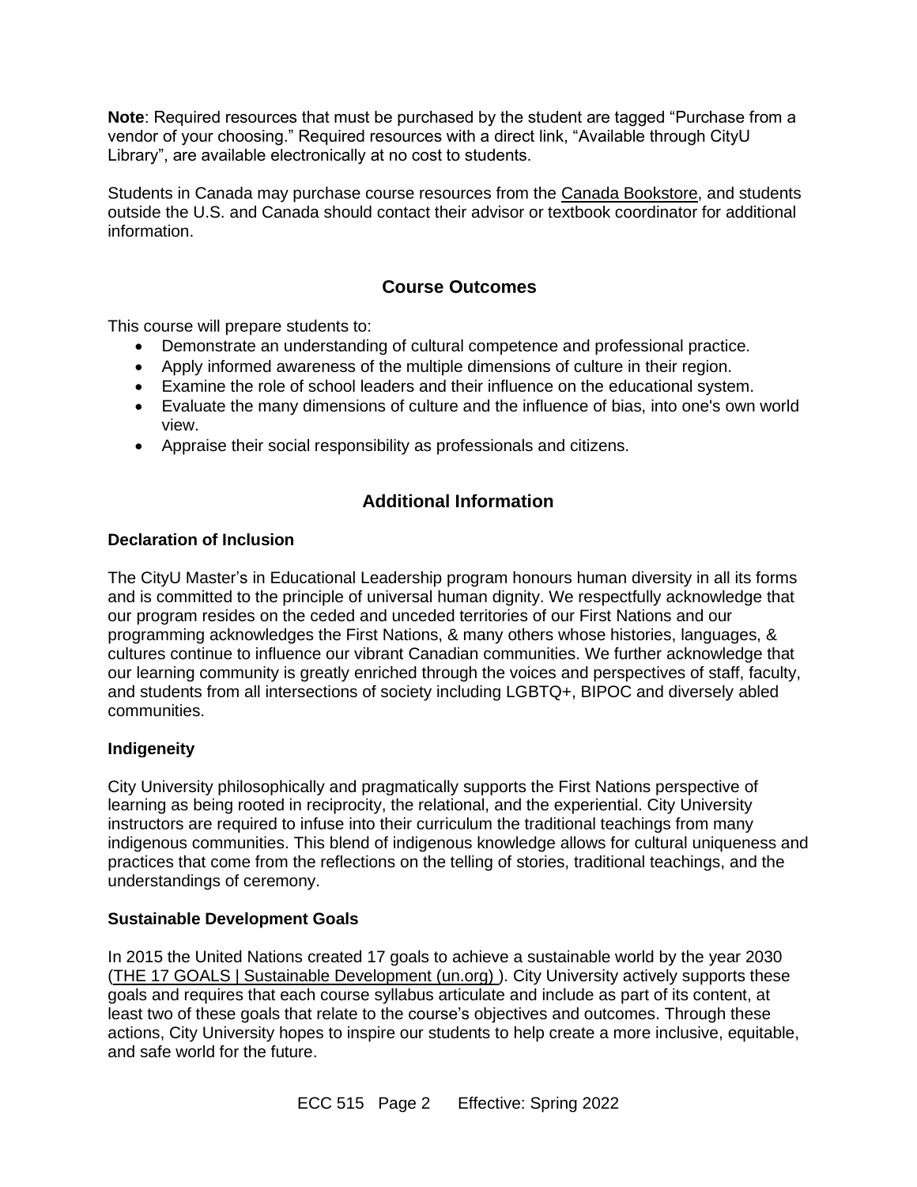**Note**: Required resources that must be purchased by the student are tagged "Purchase from a vendor of your choosing." Required resources with a direct link, "Available through CityU Library", are available electronically at no cost to students.

Students in Canada may purchase course resources from the Canada Bookstore, and students outside the U.S. and Canada should contact their advisor or textbook coordinator for additional information.

## Course Outcomes

This course will prepare students to:

- Demonstrate an understanding of cultural competence and professional practice.
- Apply informed awareness of the multiple dimensions of culture in their region.
- Examine the role of school leaders and their influence on the educational system.
- Evaluate the many dimensions of culture and the influence of bias, into one's own world view.
- Appraise their social responsibility as professionals and citizens.

## Additional Information

### Declaration of Inclusion

The CityU Master's in Educational Leadership program honours human diversity in all its forms and is committed to the principle of universal human dignity. We respectfully acknowledge that our program resides on the ceded and unceded territories of our First Nations and our programming acknowledges the First Nations, & many others whose histories, languages, & cultures continue to influence our vibrant Canadian communities. We further acknowledge that our learning community is greatly enriched through the voices and perspectives of staff, faculty, and students from all intersections of society including LGBTQ+, BIPOC and diversely abled communities.

### Indigeneity

City University philosophically and pragmatically supports the First Nations perspective of learning as being rooted in reciprocity, the relational, and the experiential. City University instructors are required to infuse into their curriculum the traditional teachings from many indigenous communities. This blend of indigenous knowledge allows for cultural uniqueness and practices that come from the reflections on the telling of stories, traditional teachings, and the understandings of ceremony.

### Sustainable Development Goals

In 2015 the United Nations created 17 goals to achieve a sustainable world by the year 2030 (THE 17 GOALS | Sustainable Development (un.org) ). City University actively supports these goals and requires that each course syllabus articulate and include as part of its content, at least two of these goals that relate to the course's objectives and outcomes. Through these actions, City University hopes to inspire our students to help create a more inclusive, equitable, and safe world for the future.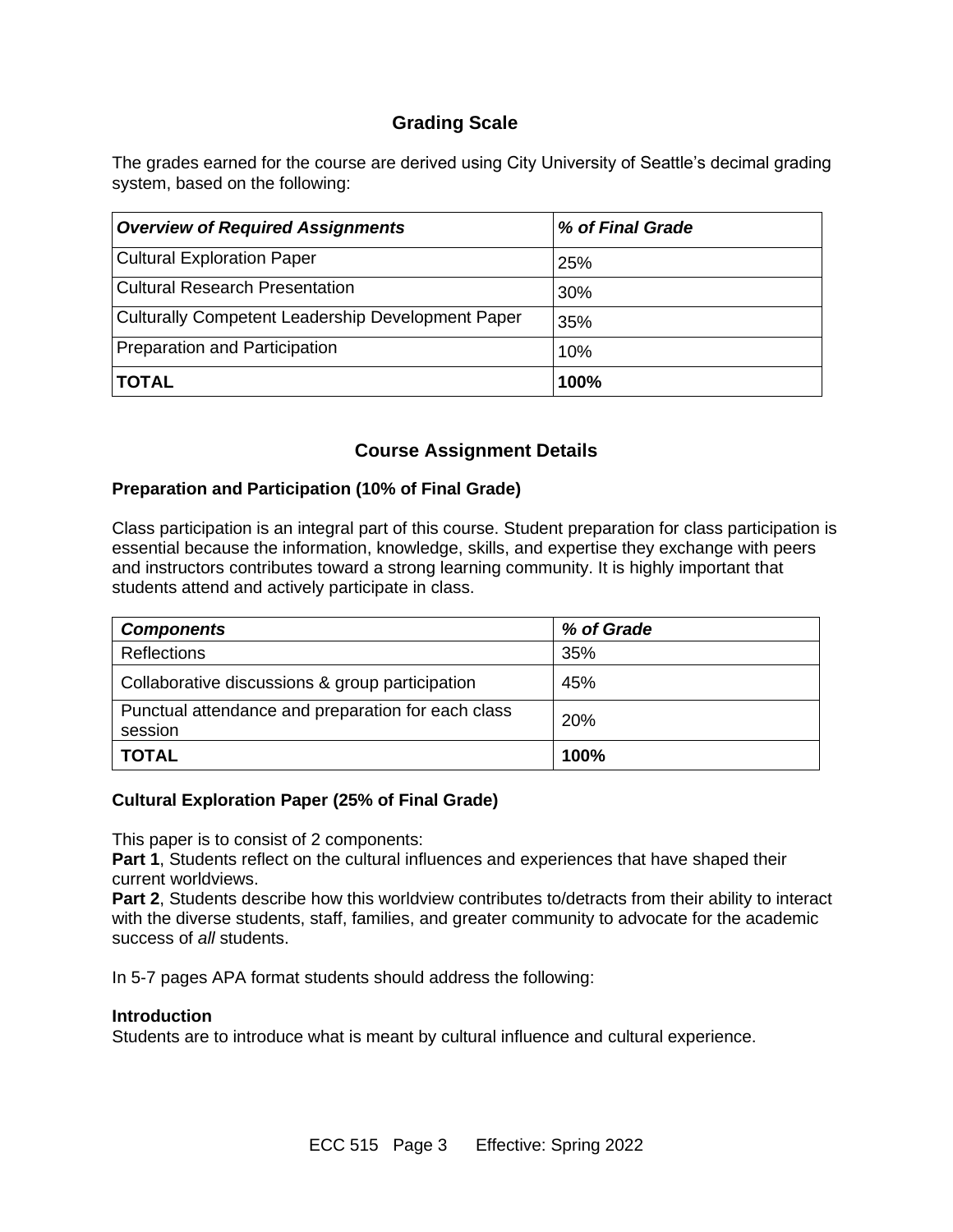## Grading Scale

The grades earned for the course are derived using City University of Seattle's decimal grading system, based on the following:

| ***Overview of Required Assignments*** | ***% of Final Grade*** |
|---|---|
| Cultural Exploration Paper | 25% |
| Cultural Research Presentation | 30% |
| Culturally Competent Leadership Development Paper | 35% |
| Preparation and Participation | 10% |
| **TOTAL** | **100%** |

## Course Assignment Details

### Preparation and Participation (10% of Final Grade)

Class participation is an integral part of this course. Student preparation for class participation is essential because the information, knowledge, skills, and expertise they exchange with peers and instructors contributes toward a strong learning community. It is highly important that students attend and actively participate in class.

| ***Components*** | ***% of Grade*** |
|---|---|
| Reflections | 35% |
| Collaborative discussions & group participation | 45% |
| Punctual attendance and preparation for each class session | 20% |
| **TOTAL** | **100%** |

### Cultural Exploration Paper (25% of Final Grade)

This paper is to consist of 2 components:
**Part 1**, Students reflect on the cultural influences and experiences that have shaped their current worldviews.
**Part 2**, Students describe how this worldview contributes to/detracts from their ability to interact with the diverse students, staff, families, and greater community to advocate for the academic success of *all* students.

In 5-7 pages APA format students should address the following:

**Introduction**
Students are to introduce what is meant by cultural influence and cultural experience.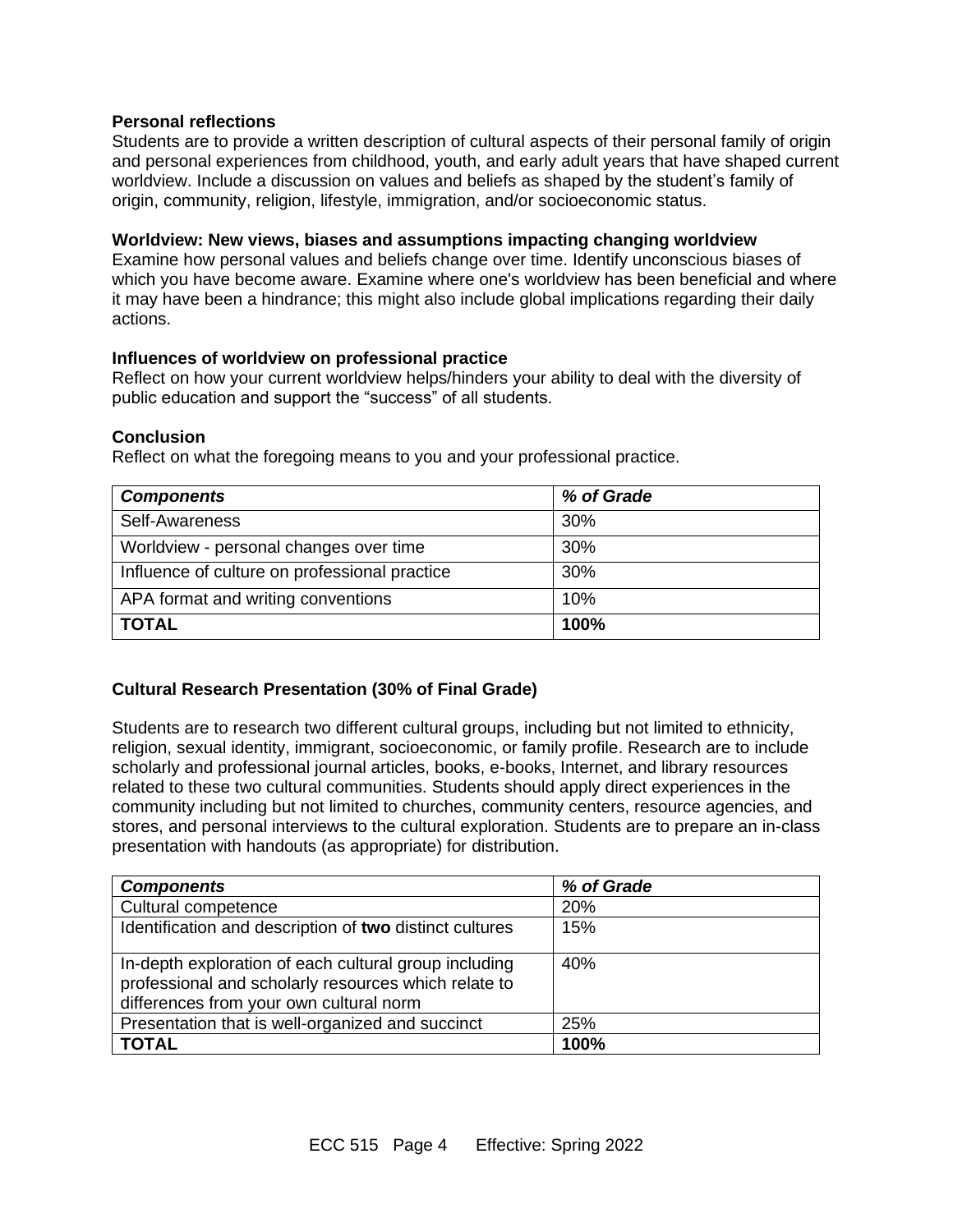**Personal reflections**
Students are to provide a written description of cultural aspects of their personal family of origin and personal experiences from childhood, youth, and early adult years that have shaped current worldview. Include a discussion on values and beliefs as shaped by the student's family of origin, community, religion, lifestyle, immigration, and/or socioeconomic status.

**Worldview: New views, biases and assumptions impacting changing worldview**
Examine how personal values and beliefs change over time. Identify unconscious biases of which you have become aware. Examine where one's worldview has been beneficial and where it may have been a hindrance; this might also include global implications regarding their daily actions.

**Influences of worldview on professional practice**
Reflect on how your current worldview helps/hinders your ability to deal with the diversity of public education and support the "success" of all students.

**Conclusion**
Reflect on what the foregoing means to you and your professional practice.

| ***Components*** | ***% of Grade*** |
|---|---|
| Self-Awareness | 30% |
| Worldview - personal changes over time | 30% |
| Influence of culture on professional practice | 30% |
| APA format and writing conventions | 10% |
| **TOTAL** | **100%** |

**Cultural Research Presentation (30% of Final Grade)**

Students are to research two different cultural groups, including but not limited to ethnicity, religion, sexual identity, immigrant, socioeconomic, or family profile. Research are to include scholarly and professional journal articles, books, e-books, Internet, and library resources related to these two cultural communities. Students should apply direct experiences in the community including but not limited to churches, community centers, resource agencies, and stores, and personal interviews to the cultural exploration. Students are to prepare an in-class presentation with handouts (as appropriate) for distribution.

| ***Components*** | ***% of Grade*** |
|---|---|
| Cultural competence | 20% |
| Identification and description of **two** distinct cultures | 15% |
| In-depth exploration of each cultural group including professional and scholarly resources which relate to differences from your own cultural norm | 40% |
| Presentation that is well-organized and succinct | 25% |
| **TOTAL** | **100%** |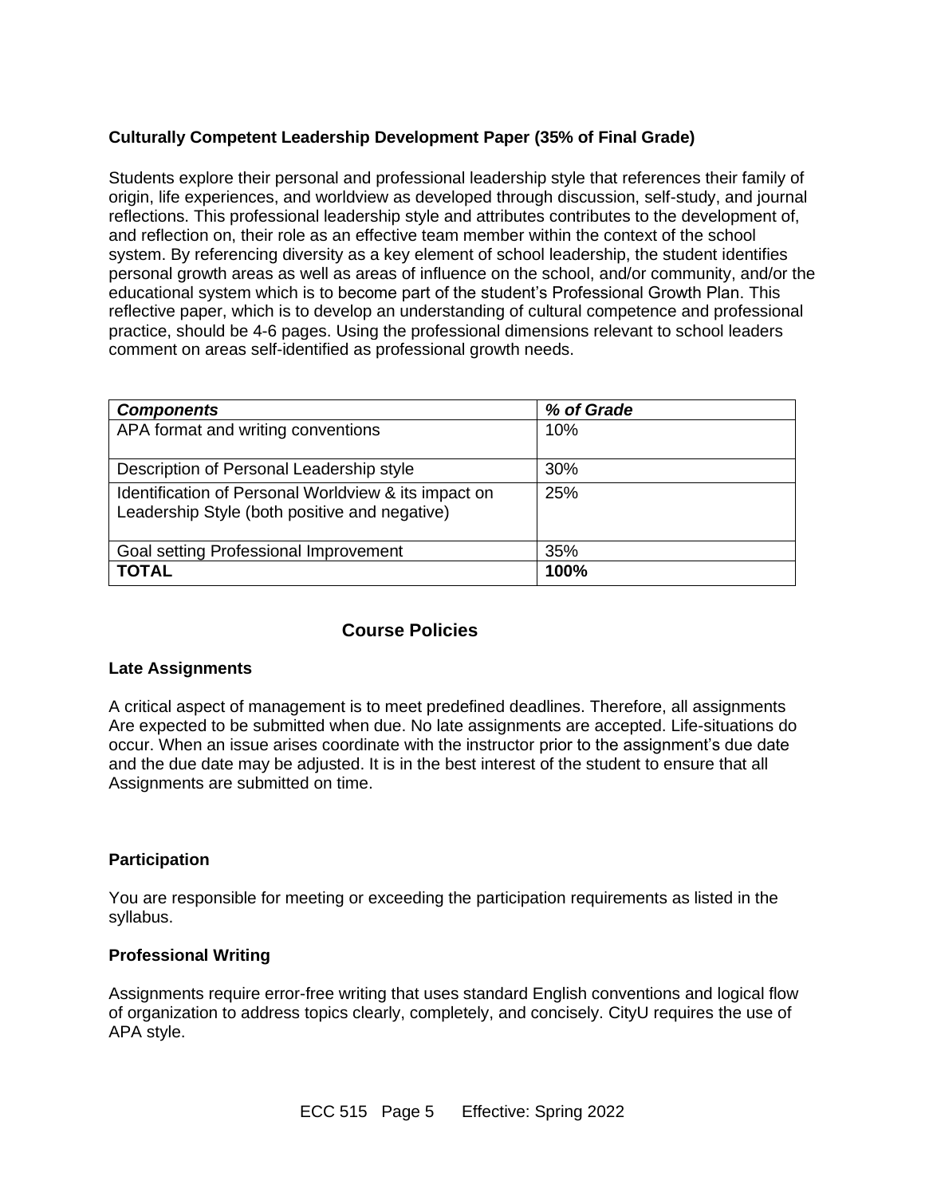### Culturally Competent Leadership Development Paper (35% of Final Grade)

Students explore their personal and professional leadership style that references their family of origin, life experiences, and worldview as developed through discussion, self-study, and journal reflections. This professional leadership style and attributes contributes to the development of, and reflection on, their role as an effective team member within the context of the school system. By referencing diversity as a key element of school leadership, the student identifies personal growth areas as well as areas of influence on the school, and/or community, and/or the educational system which is to become part of the student's Professional Growth Plan. This reflective paper, which is to develop an understanding of cultural competence and professional practice, should be 4-6 pages. Using the professional dimensions relevant to school leaders comment on areas self-identified as professional growth needs.

| ***Components*** | ***% of Grade*** |
|---|---|
| APA format and writing conventions | 10% |
| Description of Personal Leadership style | 30% |
| Identification of Personal Worldview & its impact on Leadership Style (both positive and negative) | 25% |
| Goal setting Professional Improvement | 35% |
| **TOTAL** | **100%** |

## Course Policies

### Late Assignments

A critical aspect of management is to meet predefined deadlines. Therefore, all assignments Are expected to be submitted when due. No late assignments are accepted. Life-situations do occur. When an issue arises coordinate with the instructor prior to the assignment's due date and the due date may be adjusted. It is in the best interest of the student to ensure that all Assignments are submitted on time.

### Participation

You are responsible for meeting or exceeding the participation requirements as listed in the syllabus.

### Professional Writing

Assignments require error-free writing that uses standard English conventions and logical flow of organization to address topics clearly, completely, and concisely. CityU requires the use of APA style.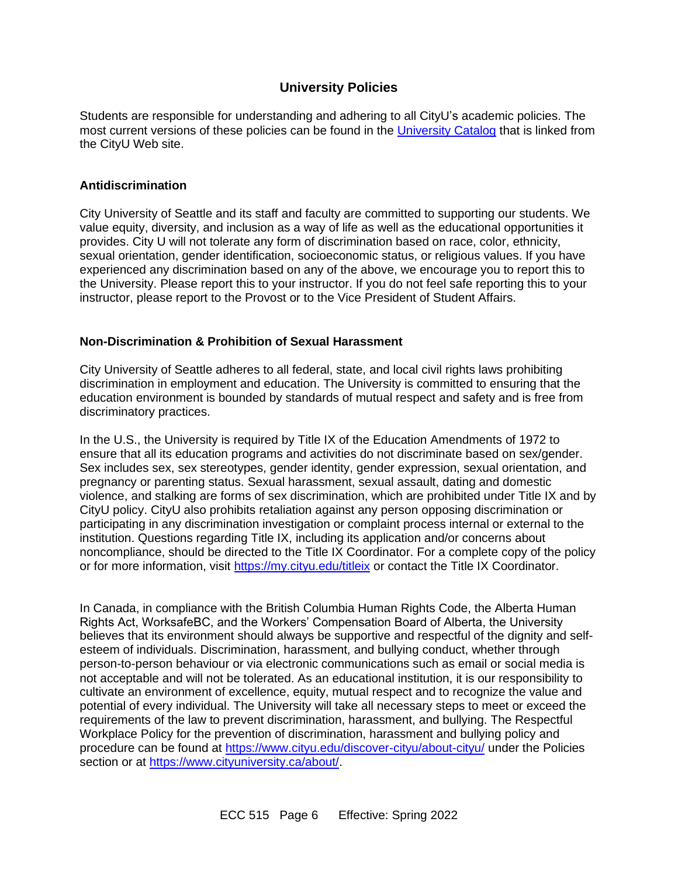## University Policies

Students are responsible for understanding and adhering to all CityU's academic policies. The most current versions of these policies can be found in the [University Catalog](University Catalog) that is linked from the CityU Web site.

### Antidiscrimination

City University of Seattle and its staff and faculty are committed to supporting our students. We value equity, diversity, and inclusion as a way of life as well as the educational opportunities it provides. City U will not tolerate any form of discrimination based on race, color, ethnicity, sexual orientation, gender identification, socioeconomic status, or religious values. If you have experienced any discrimination based on any of the above, we encourage you to report this to the University. Please report this to your instructor. If you do not feel safe reporting this to your instructor, please report to the Provost or to the Vice President of Student Affairs.

### Non-Discrimination & Prohibition of Sexual Harassment

City University of Seattle adheres to all federal, state, and local civil rights laws prohibiting discrimination in employment and education. The University is committed to ensuring that the education environment is bounded by standards of mutual respect and safety and is free from discriminatory practices.

In the U.S., the University is required by Title IX of the Education Amendments of 1972 to ensure that all its education programs and activities do not discriminate based on sex/gender. Sex includes sex, sex stereotypes, gender identity, gender expression, sexual orientation, and pregnancy or parenting status. Sexual harassment, sexual assault, dating and domestic violence, and stalking are forms of sex discrimination, which are prohibited under Title IX and by CityU policy. CityU also prohibits retaliation against any person opposing discrimination or participating in any discrimination investigation or complaint process internal or external to the institution. Questions regarding Title IX, including its application and/or concerns about noncompliance, should be directed to the Title IX Coordinator. For a complete copy of the policy or for more information, visit https://my.cityu.edu/titleix or contact the Title IX Coordinator.

In Canada, in compliance with the British Columbia Human Rights Code, the Alberta Human Rights Act, WorksafeBC, and the Workers' Compensation Board of Alberta, the University believes that its environment should always be supportive and respectful of the dignity and self-esteem of individuals. Discrimination, harassment, and bullying conduct, whether through person-to-person behaviour or via electronic communications such as email or social media is not acceptable and will not be tolerated. As an educational institution, it is our responsibility to cultivate an environment of excellence, equity, mutual respect and to recognize the value and potential of every individual. The University will take all necessary steps to meet or exceed the requirements of the law to prevent discrimination, harassment, and bullying. The Respectful Workplace Policy for the prevention of discrimination, harassment and bullying policy and procedure can be found at https://www.cityu.edu/discover-cityu/about-cityu/ under the Policies section or at https://www.cityuniversity.ca/about/.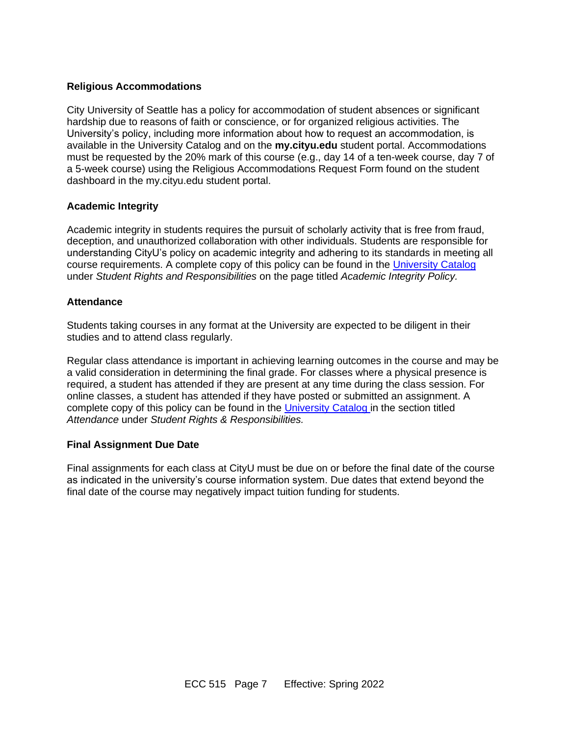### Religious Accommodations

City University of Seattle has a policy for accommodation of student absences or significant hardship due to reasons of faith or conscience, or for organized religious activities. The University's policy, including more information about how to request an accommodation, is available in the University Catalog and on the **my.cityu.edu** student portal. Accommodations must be requested by the 20% mark of this course (e.g., day 14 of a ten-week course, day 7 of a 5-week course) using the Religious Accommodations Request Form found on the student dashboard in the my.cityu.edu student portal.

### Academic Integrity

Academic integrity in students requires the pursuit of scholarly activity that is free from fraud, deception, and unauthorized collaboration with other individuals. Students are responsible for understanding CityU's policy on academic integrity and adhering to its standards in meeting all course requirements. A complete copy of this policy can be found in the University Catalog under *Student Rights and Responsibilities* on the page titled *Academic Integrity Policy.*

### Attendance

Students taking courses in any format at the University are expected to be diligent in their studies and to attend class regularly.

Regular class attendance is important in achieving learning outcomes in the course and may be a valid consideration in determining the final grade. For classes where a physical presence is required, a student has attended if they are present at any time during the class session. For online classes, a student has attended if they have posted or submitted an assignment. A complete copy of this policy can be found in the University Catalog in the section titled *Attendance* under *Student Rights & Responsibilities.*

### Final Assignment Due Date

Final assignments for each class at CityU must be due on or before the final date of the course as indicated in the university's course information system. Due dates that extend beyond the final date of the course may negatively impact tuition funding for students.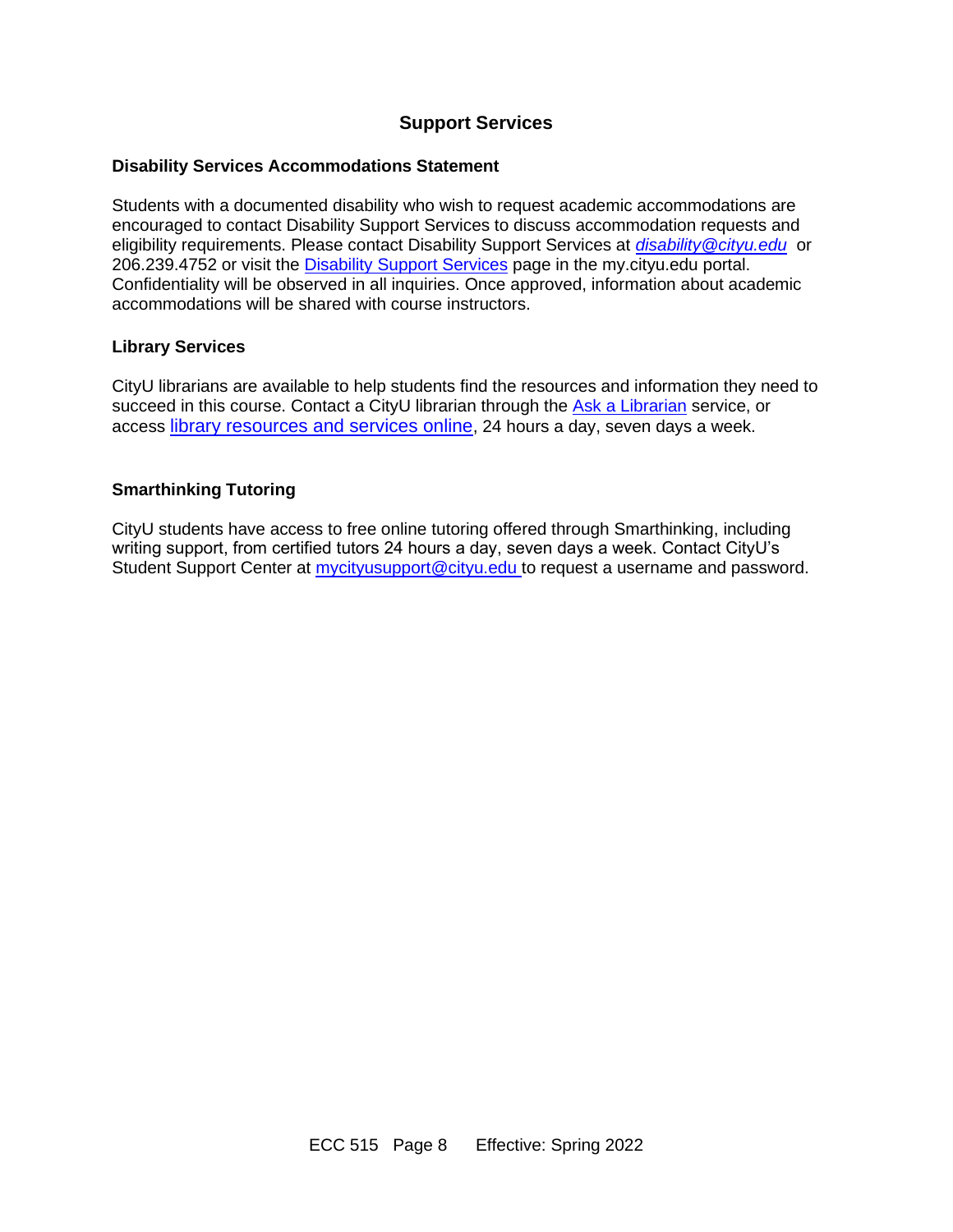## Support Services

### Disability Services Accommodations Statement

Students with a documented disability who wish to request academic accommodations are encouraged to contact Disability Support Services to discuss accommodation requests and eligibility requirements. Please contact Disability Support Services at *disability@cityu.edu* or 206.239.4752 or visit the Disability Support Services page in the my.cityu.edu portal. Confidentiality will be observed in all inquiries. Once approved, information about academic accommodations will be shared with course instructors.

### Library Services

CityU librarians are available to help students find the resources and information they need to succeed in this course. Contact a CityU librarian through the Ask a Librarian service, or access library resources and services online, 24 hours a day, seven days a week.

### Smarthinking Tutoring

CityU students have access to free online tutoring offered through Smarthinking, including writing support, from certified tutors 24 hours a day, seven days a week. Contact CityU's Student Support Center at mycityusupport@cityu.edu to request a username and password.